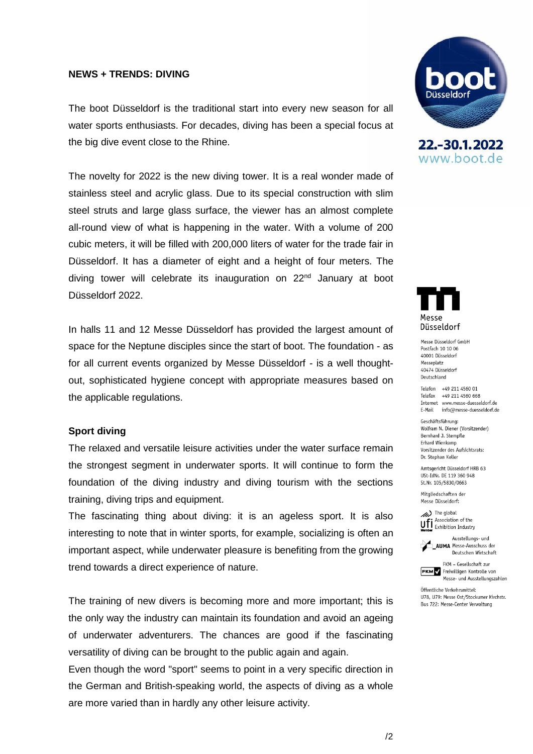**NEWS + TRENDS: DIVING**

22.-30.1.2022
www.boot.de

The boot Düsseldorf is the traditional start into every new season for all water sports enthusiasts. For decades, diving has been a special focus at the big dive event close to the Rhine.

The novelty for 2022 is the new diving tower. It is a real wonder made of stainless steel and acrylic glass. Due to its special construction with slim steel struts and large glass surface, the viewer has an almost complete all-round view of what is happening in the water. With a volume of 200 cubic meters, it will be filled with 200,000 liters of water for the trade fair in Düsseldorf. It has a diameter of eight and a height of four meters. The diving tower will celebrate its inauguration on 22nd January at boot Düsseldorf 2022.

In halls 11 and 12 Messe Düsseldorf has provided the largest amount of space for the Neptune disciples since the start of boot. The foundation - as for all current events organized by Messe Düsseldorf - is a well thought-out, sophisticated hygiene concept with appropriate measures based on the applicable regulations.

**Sport diving**

The relaxed and versatile leisure activities under the water surface remain the strongest segment in underwater sports. It will continue to form the foundation of the diving industry and diving tourism with the sections training, diving trips and equipment.

The fascinating thing about diving: it is an ageless sport. It is also interesting to note that in winter sports, for example, socializing is often an important aspect, while underwater pleasure is benefiting from the growing trend towards a direct experience of nature.

The training of new divers is becoming more and more important; this is the only way the industry can maintain its foundation and avoid an ageing of underwater adventurers. The chances are good if the fascinating versatility of diving can be brought to the public again and again.

Even though the word "sport" seems to point in a very specific direction in the German and British-speaking world, the aspects of diving as a whole are more varied than in hardly any other leisure activity.

Messe Düsseldorf

Messe Düsseldorf GmbH
Postfach 10 10 06
40001 Düsseldorf
Messeplatz
40474 Düsseldorf
Deutschland

Telefon +49 211 4560 01
Telefax +49 211 4560 668
Internet www.messe-duesseldorf.de
E-Mail info@messe-duesseldorf.de

Geschäftsführung:
Wolfram N. Diener (Vorsitzender)
Bernhard J. Stempfle
Erhard Wienkamp
Vorsitzender des Aufsichtsrats:
Dr. Stephan Keller

Amtsgericht Düsseldorf HRB 63
USt-IdNr. DE 119 360 948
St.Nr. 105/5830/0663

Mitgliedschaften der Messe Düsseldorf:

The global Association of the Exhibition Industry

AUMA Ausstellungs- und Messe-Ausschuss der Deutschen Wirtschaft

FKM – Gesellschaft zur Freiwilligen Kontrolle von Messe- und Ausstellungszahlen

Öffentliche Verkehrsmittel:
U78, U79: Messe Ost/Stockumer Kirchstr.
Bus 722: Messe-Center Verwaltung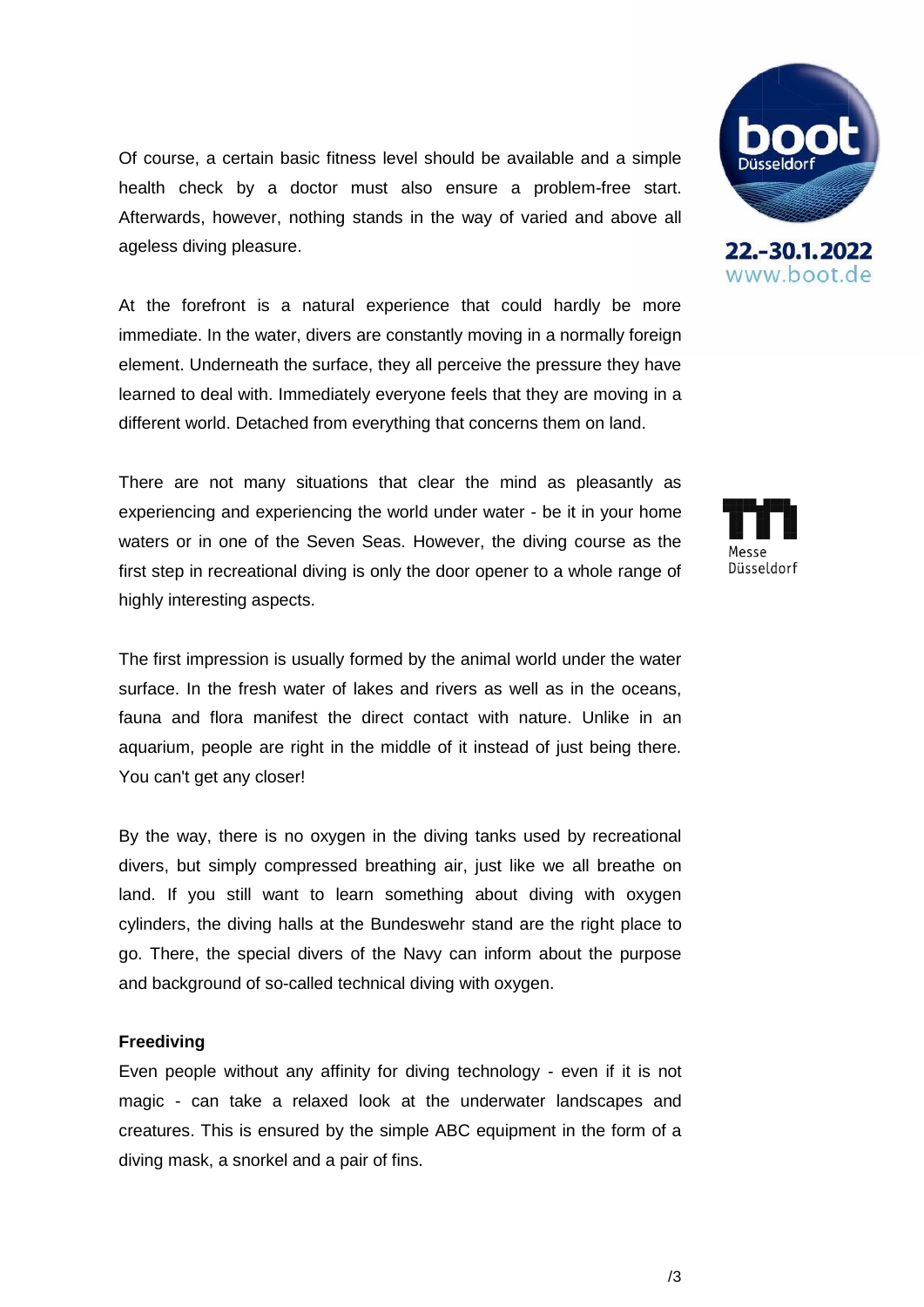Of course, a certain basic fitness level should be available and a simple health check by a doctor must also ensure a problem-free start. Afterwards, however, nothing stands in the way of varied and above all ageless diving pleasure.

At the forefront is a natural experience that could hardly be more immediate. In the water, divers are constantly moving in a normally foreign element. Underneath the surface, they all perceive the pressure they have learned to deal with. Immediately everyone feels that they are moving in a different world. Detached from everything that concerns them on land.

There are not many situations that clear the mind as pleasantly as experiencing and experiencing the world under water - be it in your home waters or in one of the Seven Seas. However, the diving course as the first step in recreational diving is only the door opener to a whole range of highly interesting aspects.

The first impression is usually formed by the animal world under the water surface. In the fresh water of lakes and rivers as well as in the oceans, fauna and flora manifest the direct contact with nature. Unlike in an aquarium, people are right in the middle of it instead of just being there. You can't get any closer!

By the way, there is no oxygen in the diving tanks used by recreational divers, but simply compressed breathing air, just like we all breathe on land. If you still want to learn something about diving with oxygen cylinders, the diving halls at the Bundeswehr stand are the right place to go. There, the special divers of the Navy can inform about the purpose and background of so-called technical diving with oxygen.

**Freediving**

Even people without any affinity for diving technology - even if it is not magic - can take a relaxed look at the underwater landscapes and creatures. This is ensured by the simple ABC equipment in the form of a diving mask, a snorkel and a pair of fins.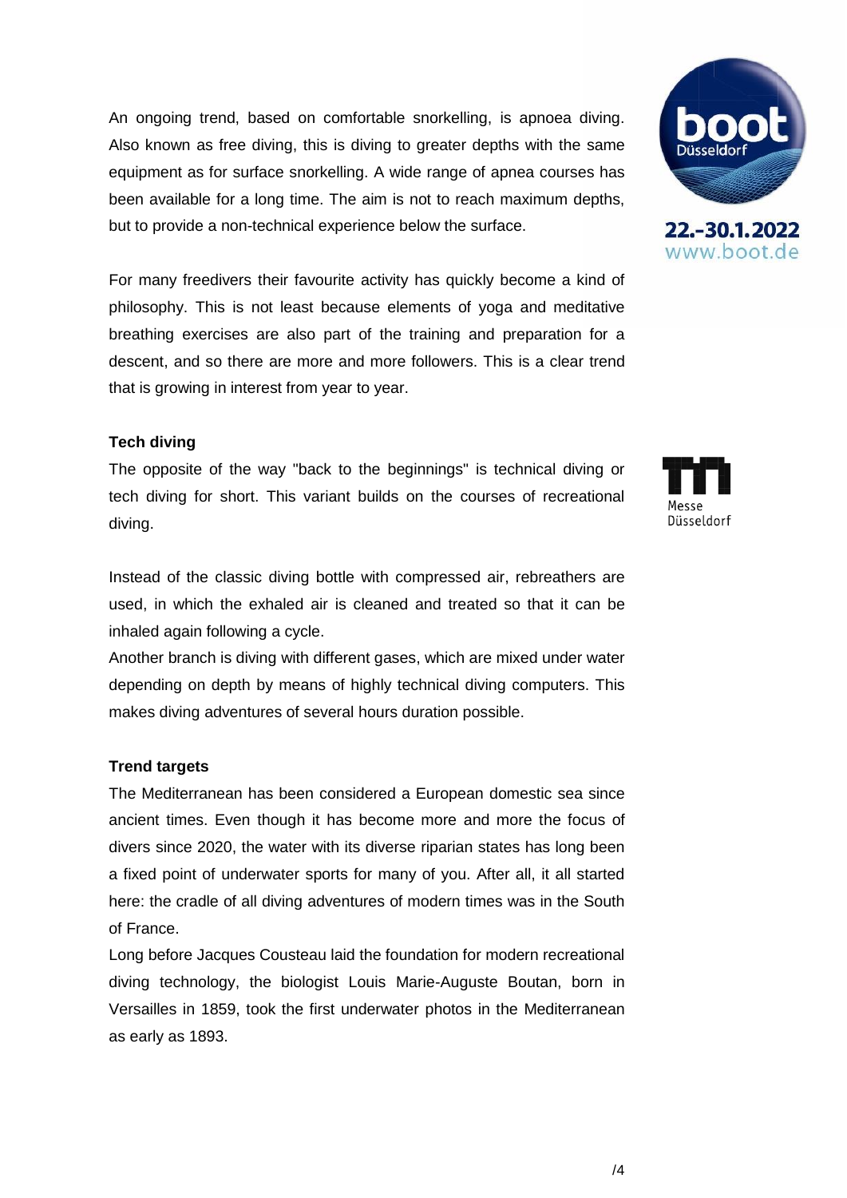An ongoing trend, based on comfortable snorkelling, is apnoea diving. Also known as free diving, this is diving to greater depths with the same equipment as for surface snorkelling. A wide range of apnea courses has been available for a long time. The aim is not to reach maximum depths, but to provide a non-technical experience below the surface.

For many freedivers their favourite activity has quickly become a kind of philosophy. This is not least because elements of yoga and meditative breathing exercises are also part of the training and preparation for a descent, and so there are more and more followers. This is a clear trend that is growing in interest from year to year.

**Tech diving**

The opposite of the way "back to the beginnings" is technical diving or tech diving for short. This variant builds on the courses of recreational diving.

Instead of the classic diving bottle with compressed air, rebreathers are used, in which the exhaled air is cleaned and treated so that it can be inhaled again following a cycle.

Another branch is diving with different gases, which are mixed under water depending on depth by means of highly technical diving computers. This makes diving adventures of several hours duration possible.

**Trend targets**

The Mediterranean has been considered a European domestic sea since ancient times. Even though it has become more and more the focus of divers since 2020, the water with its diverse riparian states has long been a fixed point of underwater sports for many of you. After all, it all started here: the cradle of all diving adventures of modern times was in the South of France.

Long before Jacques Cousteau laid the foundation for modern recreational diving technology, the biologist Louis Marie-Auguste Boutan, born in Versailles in 1859, took the first underwater photos in the Mediterranean as early as 1893.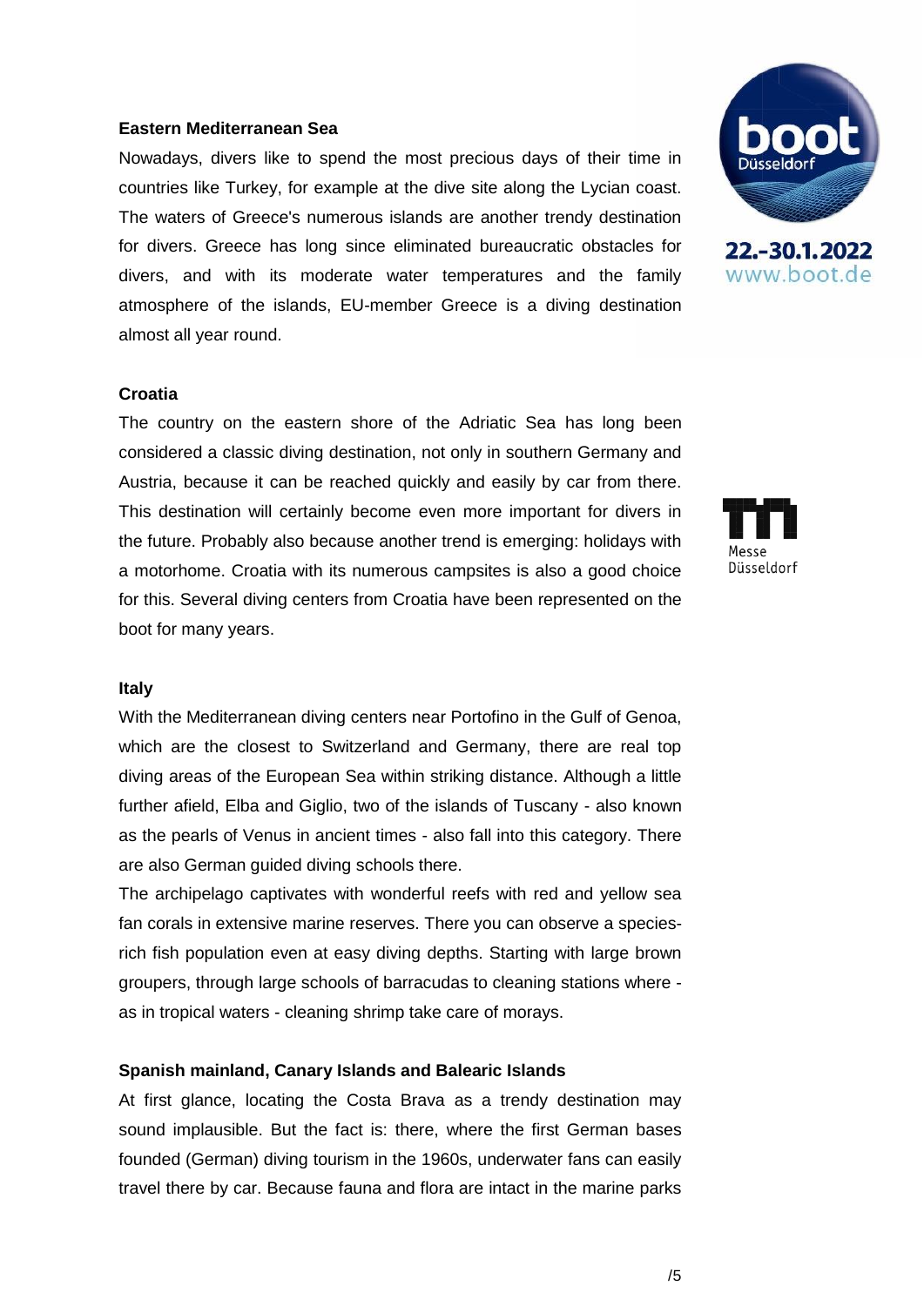**Eastern Mediterranean Sea**

Nowadays, divers like to spend the most precious days of their time in countries like Turkey, for example at the dive site along the Lycian coast. The waters of Greece's numerous islands are another trendy destination for divers. Greece has long since eliminated bureaucratic obstacles for divers, and with its moderate water temperatures and the family atmosphere of the islands, EU-member Greece is a diving destination almost all year round.

**Croatia**

The country on the eastern shore of the Adriatic Sea has long been considered a classic diving destination, not only in southern Germany and Austria, because it can be reached quickly and easily by car from there. This destination will certainly become even more important for divers in the future. Probably also because another trend is emerging: holidays with a motorhome. Croatia with its numerous campsites is also a good choice for this. Several diving centers from Croatia have been represented on the boot for many years.

**Italy**

With the Mediterranean diving centers near Portofino in the Gulf of Genoa, which are the closest to Switzerland and Germany, there are real top diving areas of the European Sea within striking distance. Although a little further afield, Elba and Giglio, two of the islands of Tuscany - also known as the pearls of Venus in ancient times - also fall into this category. There are also German guided diving schools there.

The archipelago captivates with wonderful reefs with red and yellow sea fan corals in extensive marine reserves. There you can observe a species-rich fish population even at easy diving depths. Starting with large brown groupers, through large schools of barracudas to cleaning stations where - as in tropical waters - cleaning shrimp take care of morays.

**Spanish mainland, Canary Islands and Balearic Islands**

At first glance, locating the Costa Brava as a trendy destination may sound implausible. But the fact is: there, where the first German bases founded (German) diving tourism in the 1960s, underwater fans can easily travel there by car. Because fauna and flora are intact in the marine parks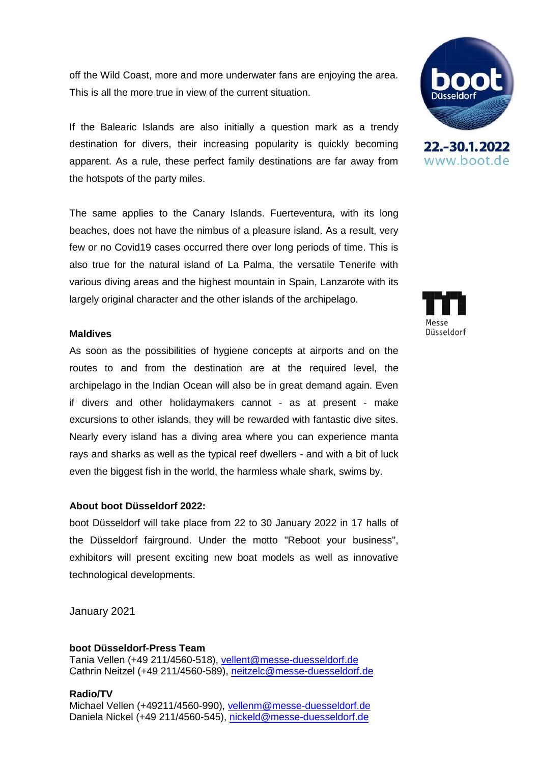off the Wild Coast, more and more underwater fans are enjoying the area. This is all the more true in view of the current situation.

If the Balearic Islands are also initially a question mark as a trendy destination for divers, their increasing popularity is quickly becoming apparent. As a rule, these perfect family destinations are far away from the hotspots of the party miles.

The same applies to the Canary Islands. Fuerteventura, with its long beaches, does not have the nimbus of a pleasure island. As a result, very few or no Covid19 cases occurred there over long periods of time. This is also true for the natural island of La Palma, the versatile Tenerife with various diving areas and the highest mountain in Spain, Lanzarote with its largely original character and the other islands of the archipelago.

**Maldives**

As soon as the possibilities of hygiene concepts at airports and on the routes to and from the destination are at the required level, the archipelago in the Indian Ocean will also be in great demand again. Even if divers and other holidaymakers cannot - as at present - make excursions to other islands, they will be rewarded with fantastic dive sites. Nearly every island has a diving area where you can experience manta rays and sharks as well as the typical reef dwellers - and with a bit of luck even the biggest fish in the world, the harmless whale shark, swims by.

**About boot Düsseldorf 2022:**

boot Düsseldorf will take place from 22 to 30 January 2022 in 17 halls of the Düsseldorf fairground. Under the motto "Reboot your business", exhibitors will present exciting new boat models as well as innovative technological developments.

January 2021

**boot Düsseldorf-Press Team**
Tania Vellen (+49 211/4560-518), vellent@messe-duesseldorf.de
Cathrin Neitzel (+49 211/4560-589), neitzelc@messe-duesseldorf.de

**Radio/TV**
Michael Vellen (+49211/4560-990), vellenm@messe-duesseldorf.de
Daniela Nickel (+49 211/4560-545), nickeld@messe-duesseldorf.de